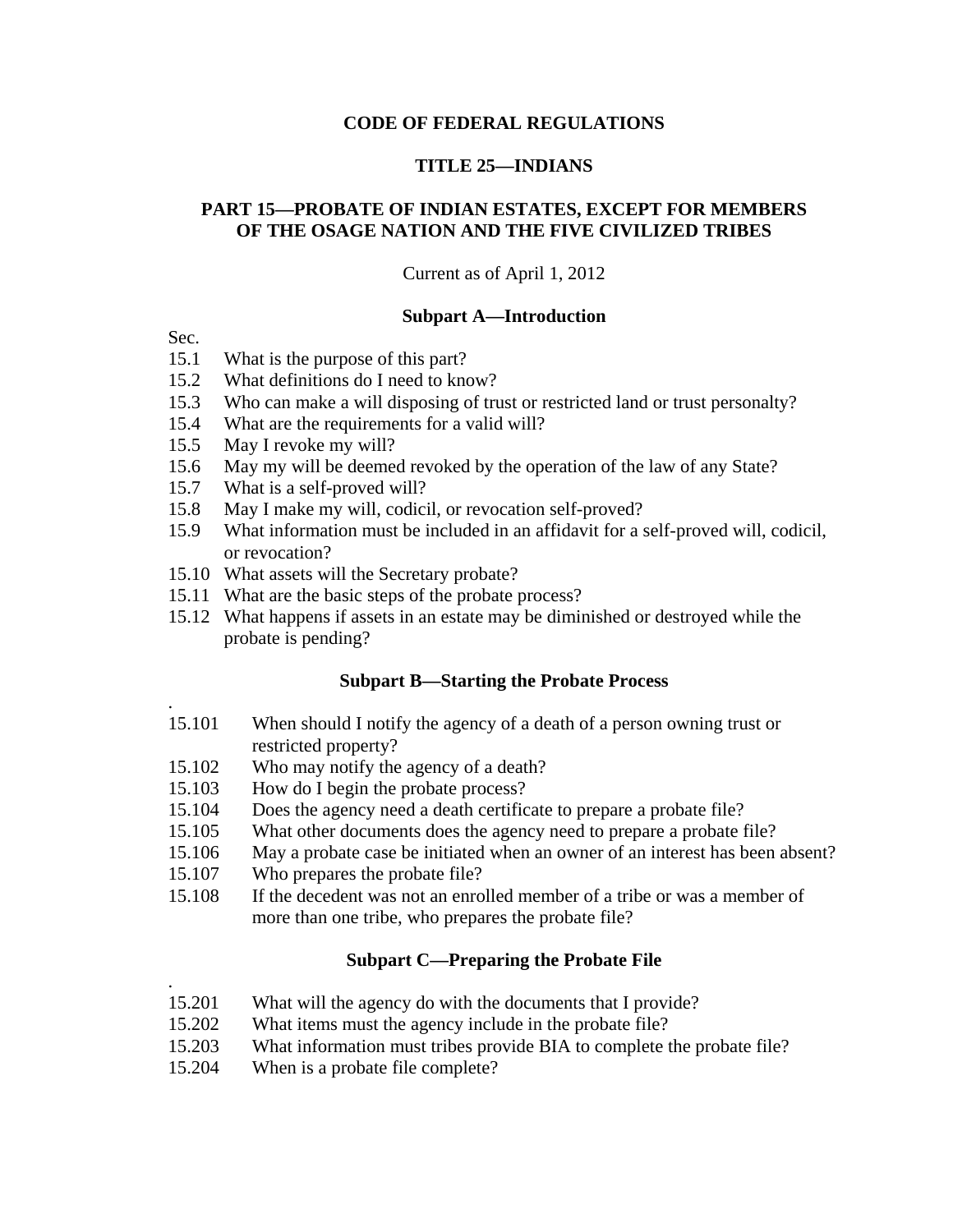# CODE OF FEDERAL REGULATIONS

## TITLE 25—INDIANS

## PART 15—PROBATE OF INDIAN ESTATES, EXCEPT FOR MEMBERS OF THE OSAGE NATION AND THE FIVE CIVILIZED TRIBES

Current as of April 1, 2012

### Subpart A—Introduction

Sec.

15.1 What is the purpose of this part?
15.2 What definitions do I need to know?
15.3 Who can make a will disposing of trust or restricted land or trust personalty?
15.4 What are the requirements for a valid will?
15.5 May I revoke my will?
15.6 May my will be deemed revoked by the operation of the law of any State?
15.7 What is a self-proved will?
15.8 May I make my will, codicil, or revocation self-proved?
15.9 What information must be included in an affidavit for a self-proved will, codicil, or revocation?
15.10 What assets will the Secretary probate?
15.11 What are the basic steps of the probate process?
15.12 What happens if assets in an estate may be diminished or destroyed while the probate is pending?

### Subpart B—Starting the Probate Process

.

15.101 When should I notify the agency of a death of a person owning trust or restricted property?
15.102 Who may notify the agency of a death?
15.103 How do I begin the probate process?
15.104 Does the agency need a death certificate to prepare a probate file?
15.105 What other documents does the agency need to prepare a probate file?
15.106 May a probate case be initiated when an owner of an interest has been absent?
15.107 Who prepares the probate file?
15.108 If the decedent was not an enrolled member of a tribe or was a member of more than one tribe, who prepares the probate file?

### Subpart C—Preparing the Probate File

.

15.201 What will the agency do with the documents that I provide?
15.202 What items must the agency include in the probate file?
15.203 What information must tribes provide BIA to complete the probate file?
15.204 When is a probate file complete?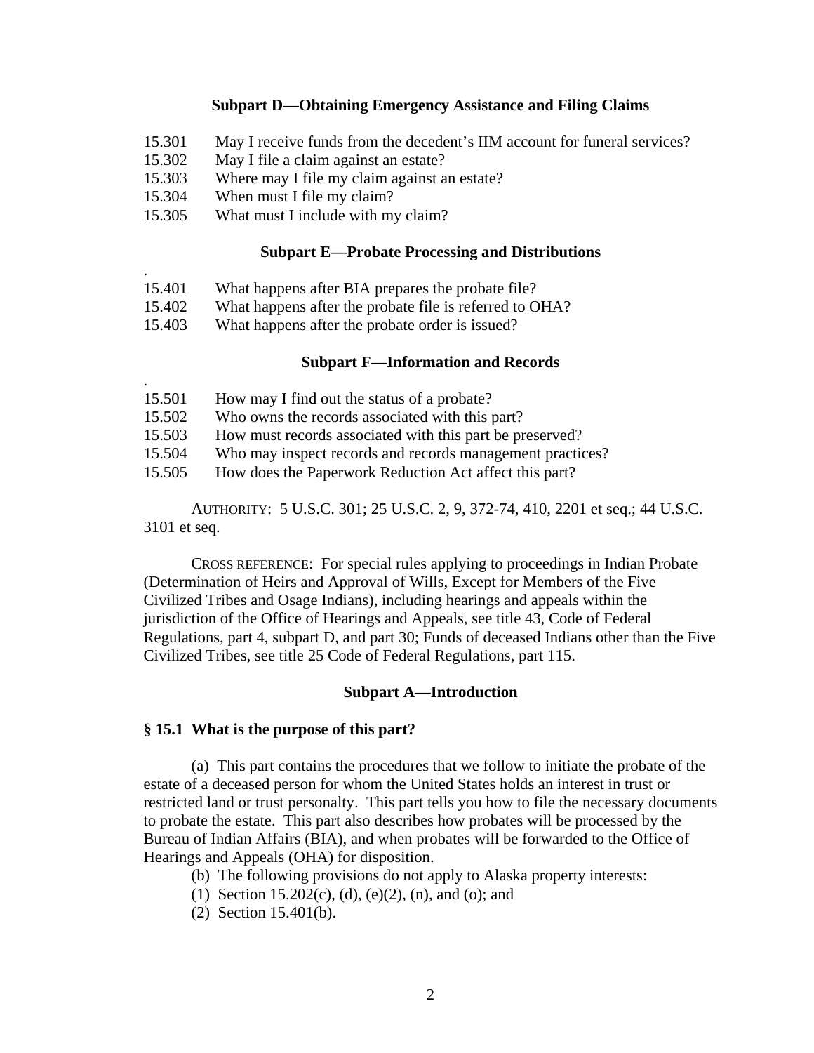### Subpart D—Obtaining Emergency Assistance and Filing Claims

15.301 May I receive funds from the decedent's IIM account for funeral services?
15.302 May I file a claim against an estate?
15.303 Where may I file my claim against an estate?
15.304 When must I file my claim?
15.305 What must I include with my claim?

### Subpart E—Probate Processing and Distributions

.
15.401 What happens after BIA prepares the probate file?
15.402 What happens after the probate file is referred to OHA?
15.403 What happens after the probate order is issued?

### Subpart F—Information and Records

.
15.501 How may I find out the status of a probate?
15.502 Who owns the records associated with this part?
15.503 How must records associated with this part be preserved?
15.504 Who may inspect records and records management practices?
15.505 How does the Paperwork Reduction Act affect this part?

AUTHORITY: 5 U.S.C. 301; 25 U.S.C. 2, 9, 372-74, 410, 2201 et seq.; 44 U.S.C. 3101 et seq.

CROSS REFERENCE: For special rules applying to proceedings in Indian Probate (Determination of Heirs and Approval of Wills, Except for Members of the Five Civilized Tribes and Osage Indians), including hearings and appeals within the jurisdiction of the Office of Hearings and Appeals, see title 43, Code of Federal Regulations, part 4, subpart D, and part 30; Funds of deceased Indians other than the Five Civilized Tribes, see title 25 Code of Federal Regulations, part 115.

### Subpart A—Introduction

**§ 15.1 What is the purpose of this part?**

(a) This part contains the procedures that we follow to initiate the probate of the estate of a deceased person for whom the United States holds an interest in trust or restricted land or trust personalty. This part tells you how to file the necessary documents to probate the estate. This part also describes how probates will be processed by the Bureau of Indian Affairs (BIA), and when probates will be forwarded to the Office of Hearings and Appeals (OHA) for disposition.

(b) The following provisions do not apply to Alaska property interests:

(1) Section 15.202(c), (d), (e)(2), (n), and (o); and

(2) Section 15.401(b).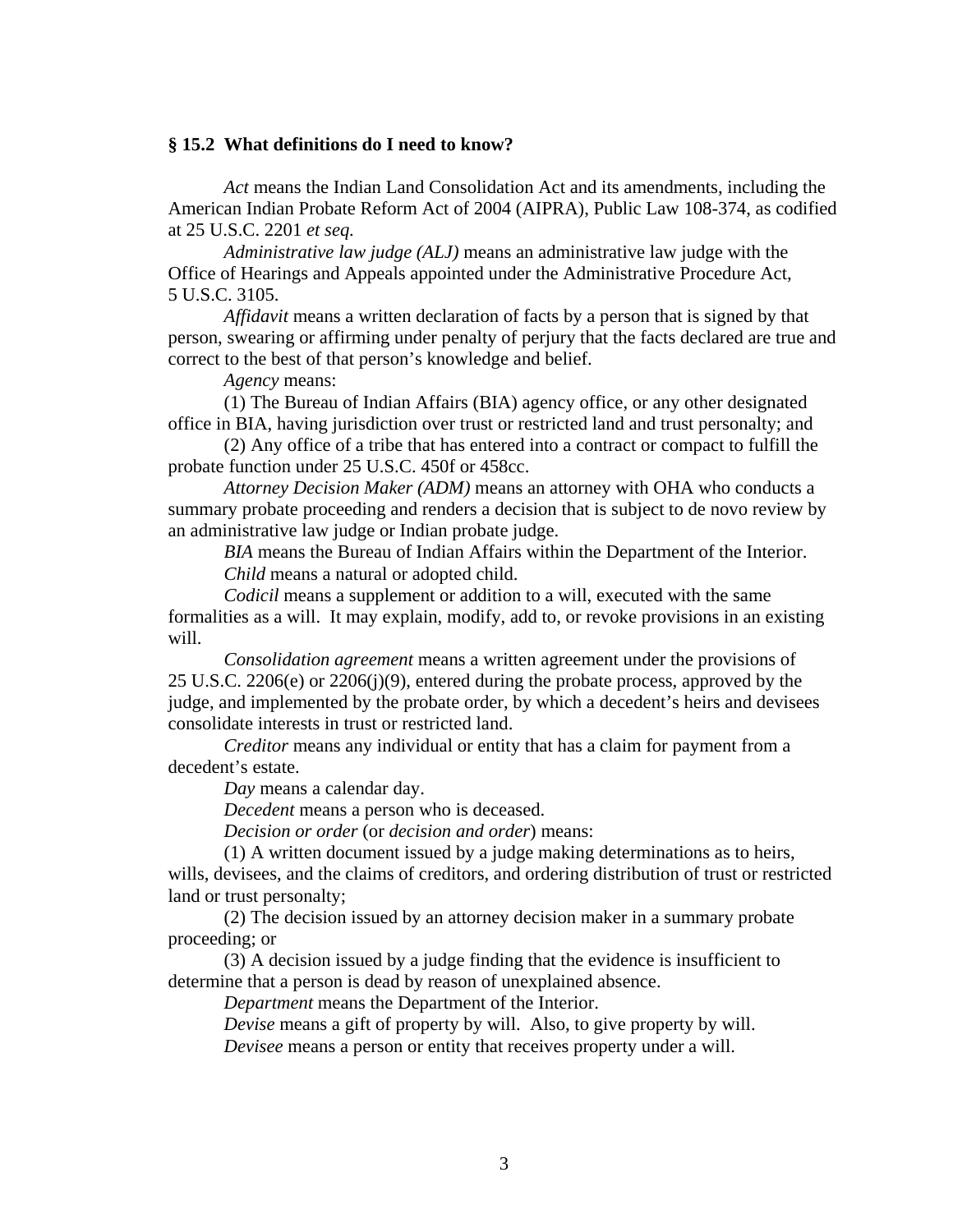## § 15.2 What definitions do I need to know?

*Act* means the Indian Land Consolidation Act and its amendments, including the American Indian Probate Reform Act of 2004 (AIPRA), Public Law 108-374, as codified at 25 U.S.C. 2201 *et seq.*

*Administrative law judge (ALJ)* means an administrative law judge with the Office of Hearings and Appeals appointed under the Administrative Procedure Act, 5 U.S.C. 3105.

*Affidavit* means a written declaration of facts by a person that is signed by that person, swearing or affirming under penalty of perjury that the facts declared are true and correct to the best of that person's knowledge and belief.

*Agency* means:

(1) The Bureau of Indian Affairs (BIA) agency office, or any other designated office in BIA, having jurisdiction over trust or restricted land and trust personalty; and

(2) Any office of a tribe that has entered into a contract or compact to fulfill the probate function under 25 U.S.C. 450f or 458cc.

*Attorney Decision Maker (ADM)* means an attorney with OHA who conducts a summary probate proceeding and renders a decision that is subject to de novo review by an administrative law judge or Indian probate judge.

*BIA* means the Bureau of Indian Affairs within the Department of the Interior.

*Child* means a natural or adopted child.

*Codicil* means a supplement or addition to a will, executed with the same formalities as a will. It may explain, modify, add to, or revoke provisions in an existing will.

*Consolidation agreement* means a written agreement under the provisions of 25 U.S.C. 2206(e) or 2206(j)(9), entered during the probate process, approved by the judge, and implemented by the probate order, by which a decedent's heirs and devisees consolidate interests in trust or restricted land.

*Creditor* means any individual or entity that has a claim for payment from a decedent's estate.

*Day* means a calendar day.

*Decedent* means a person who is deceased.

*Decision or order* (or *decision and order*) means:

(1) A written document issued by a judge making determinations as to heirs, wills, devisees, and the claims of creditors, and ordering distribution of trust or restricted land or trust personalty;

(2) The decision issued by an attorney decision maker in a summary probate proceeding; or

(3) A decision issued by a judge finding that the evidence is insufficient to determine that a person is dead by reason of unexplained absence.

*Department* means the Department of the Interior.

*Devise* means a gift of property by will. Also, to give property by will.

*Devisee* means a person or entity that receives property under a will.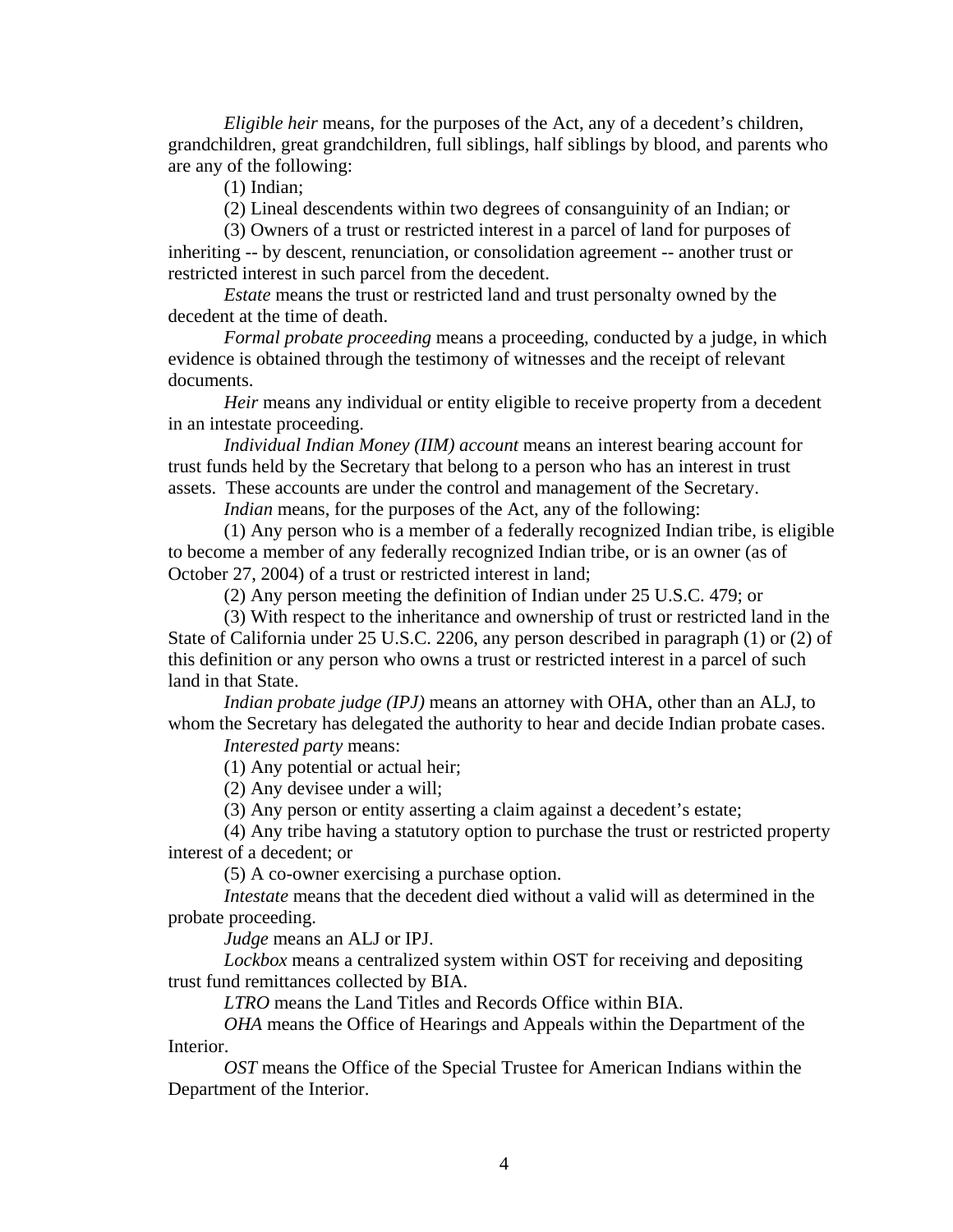*Eligible heir* means, for the purposes of the Act, any of a decedent's children, grandchildren, great grandchildren, full siblings, half siblings by blood, and parents who are any of the following:

(1) Indian;

(2) Lineal descendents within two degrees of consanguinity of an Indian; or

(3) Owners of a trust or restricted interest in a parcel of land for purposes of inheriting -- by descent, renunciation, or consolidation agreement -- another trust or restricted interest in such parcel from the decedent.

*Estate* means the trust or restricted land and trust personalty owned by the decedent at the time of death.

*Formal probate proceeding* means a proceeding, conducted by a judge, in which evidence is obtained through the testimony of witnesses and the receipt of relevant documents.

*Heir* means any individual or entity eligible to receive property from a decedent in an intestate proceeding.

*Individual Indian Money (IIM) account* means an interest bearing account for trust funds held by the Secretary that belong to a person who has an interest in trust assets. These accounts are under the control and management of the Secretary.

*Indian* means, for the purposes of the Act, any of the following:

(1) Any person who is a member of a federally recognized Indian tribe, is eligible to become a member of any federally recognized Indian tribe, or is an owner (as of October 27, 2004) of a trust or restricted interest in land;

(2) Any person meeting the definition of Indian under 25 U.S.C. 479; or

(3) With respect to the inheritance and ownership of trust or restricted land in the State of California under 25 U.S.C. 2206, any person described in paragraph (1) or (2) of this definition or any person who owns a trust or restricted interest in a parcel of such land in that State.

*Indian probate judge (IPJ)* means an attorney with OHA, other than an ALJ, to whom the Secretary has delegated the authority to hear and decide Indian probate cases.

*Interested party* means:

(1) Any potential or actual heir;

(2) Any devisee under a will;

(3) Any person or entity asserting a claim against a decedent's estate;

(4) Any tribe having a statutory option to purchase the trust or restricted property interest of a decedent; or

(5) A co-owner exercising a purchase option.

*Intestate* means that the decedent died without a valid will as determined in the probate proceeding.

*Judge* means an ALJ or IPJ.

*Lockbox* means a centralized system within OST for receiving and depositing trust fund remittances collected by BIA.

*LTRO* means the Land Titles and Records Office within BIA.

*OHA* means the Office of Hearings and Appeals within the Department of the Interior.

*OST* means the Office of the Special Trustee for American Indians within the Department of the Interior.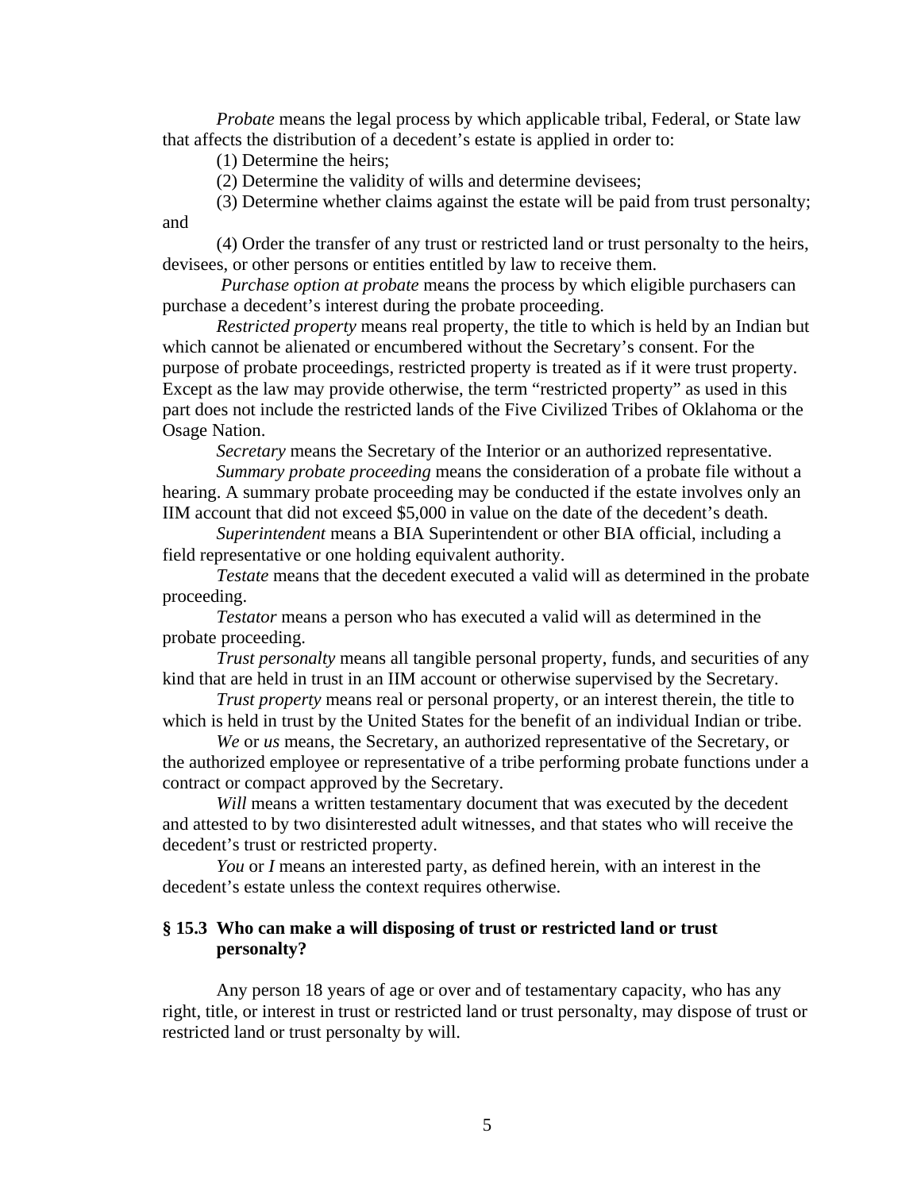*Probate* means the legal process by which applicable tribal, Federal, or State law that affects the distribution of a decedent's estate is applied in order to:

(1) Determine the heirs;

(2) Determine the validity of wills and determine devisees;

(3) Determine whether claims against the estate will be paid from trust personalty; and

(4) Order the transfer of any trust or restricted land or trust personalty to the heirs, devisees, or other persons or entities entitled by law to receive them.

*Purchase option at probate* means the process by which eligible purchasers can purchase a decedent's interest during the probate proceeding.

*Restricted property* means real property, the title to which is held by an Indian but which cannot be alienated or encumbered without the Secretary's consent. For the purpose of probate proceedings, restricted property is treated as if it were trust property. Except as the law may provide otherwise, the term "restricted property" as used in this part does not include the restricted lands of the Five Civilized Tribes of Oklahoma or the Osage Nation.

*Secretary* means the Secretary of the Interior or an authorized representative.

*Summary probate proceeding* means the consideration of a probate file without a hearing. A summary probate proceeding may be conducted if the estate involves only an IIM account that did not exceed $5,000 in value on the date of the decedent's death.

*Superintendent* means a BIA Superintendent or other BIA official, including a field representative or one holding equivalent authority.

*Testate* means that the decedent executed a valid will as determined in the probate proceeding.

*Testator* means a person who has executed a valid will as determined in the probate proceeding.

*Trust personalty* means all tangible personal property, funds, and securities of any kind that are held in trust in an IIM account or otherwise supervised by the Secretary.

*Trust property* means real or personal property, or an interest therein, the title to which is held in trust by the United States for the benefit of an individual Indian or tribe.

*We* or *us* means, the Secretary, an authorized representative of the Secretary, or the authorized employee or representative of a tribe performing probate functions under a contract or compact approved by the Secretary.

*Will* means a written testamentary document that was executed by the decedent and attested to by two disinterested adult witnesses, and that states who will receive the decedent's trust or restricted property.

*You* or *I* means an interested party, as defined herein, with an interest in the decedent's estate unless the context requires otherwise.

### § 15.3 Who can make a will disposing of trust or restricted land or trust personalty?

Any person 18 years of age or over and of testamentary capacity, who has any right, title, or interest in trust or restricted land or trust personalty, may dispose of trust or restricted land or trust personalty by will.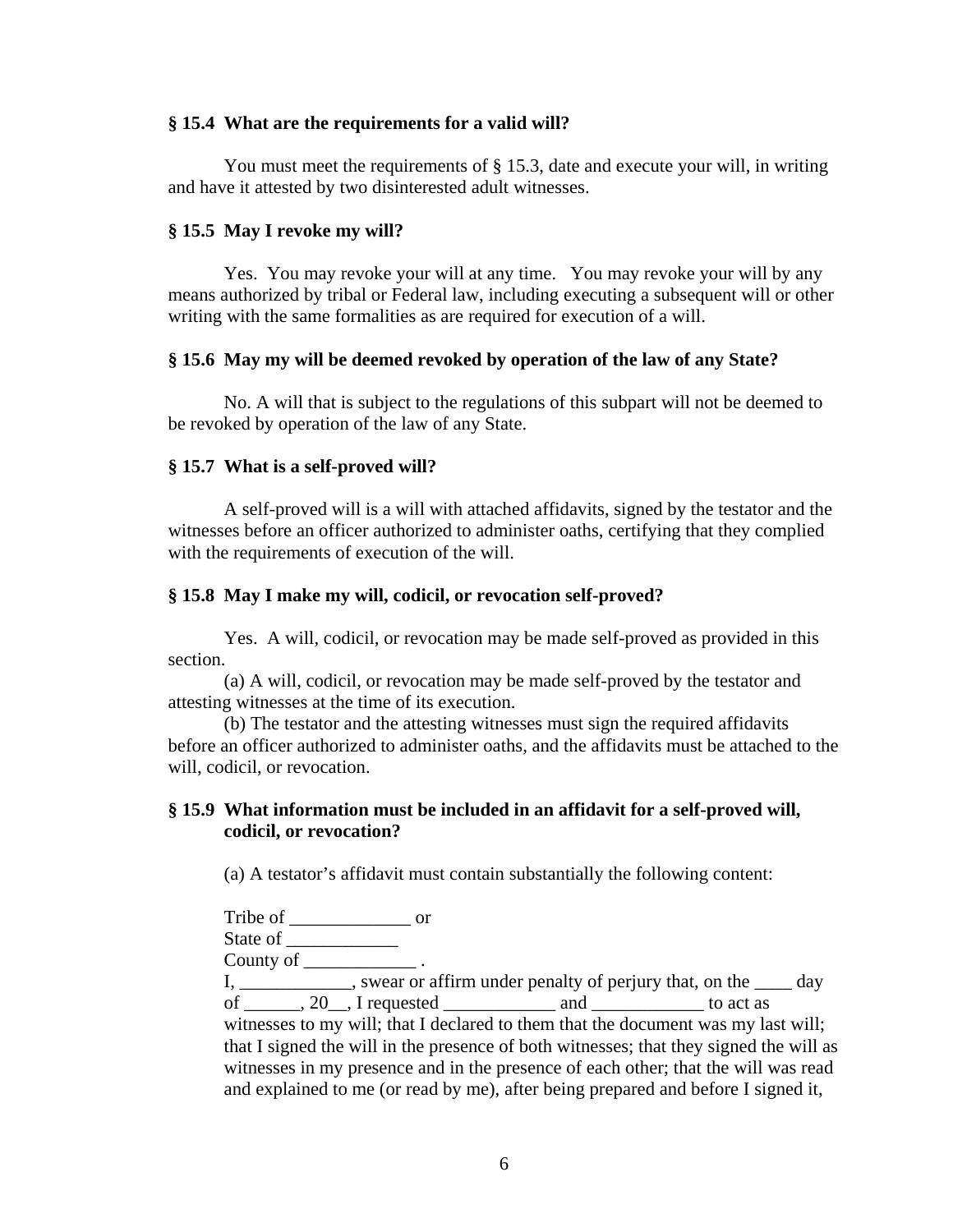### § 15.4 What are the requirements for a valid will?

You must meet the requirements of § 15.3, date and execute your will, in writing and have it attested by two disinterested adult witnesses.

### § 15.5 May I revoke my will?

Yes. You may revoke your will at any time. You may revoke your will by any means authorized by tribal or Federal law, including executing a subsequent will or other writing with the same formalities as are required for execution of a will.

### § 15.6 May my will be deemed revoked by operation of the law of any State?

No. A will that is subject to the regulations of this subpart will not be deemed to be revoked by operation of the law of any State.

### § 15.7 What is a self-proved will?

A self-proved will is a will with attached affidavits, signed by the testator and the witnesses before an officer authorized to administer oaths, certifying that they complied with the requirements of execution of the will.

### § 15.8 May I make my will, codicil, or revocation self-proved?

Yes. A will, codicil, or revocation may be made self-proved as provided in this section.

(a) A will, codicil, or revocation may be made self-proved by the testator and attesting witnesses at the time of its execution.

(b) The testator and the attesting witnesses must sign the required affidavits before an officer authorized to administer oaths, and the affidavits must be attached to the will, codicil, or revocation.

### § 15.9 What information must be included in an affidavit for a self-proved will, codicil, or revocation?

(a) A testator's affidavit must contain substantially the following content:

> Tribe of _____________ or
> State of ____________
> County of ____________ .
> I, ____________, swear or affirm under penalty of perjury that, on the ____ day of ______, 20__, I requested ____________ and ____________ to act as witnesses to my will; that I declared to them that the document was my last will; that I signed the will in the presence of both witnesses; that they signed the will as witnesses in my presence and in the presence of each other; that the will was read and explained to me (or read by me), after being prepared and before I signed it,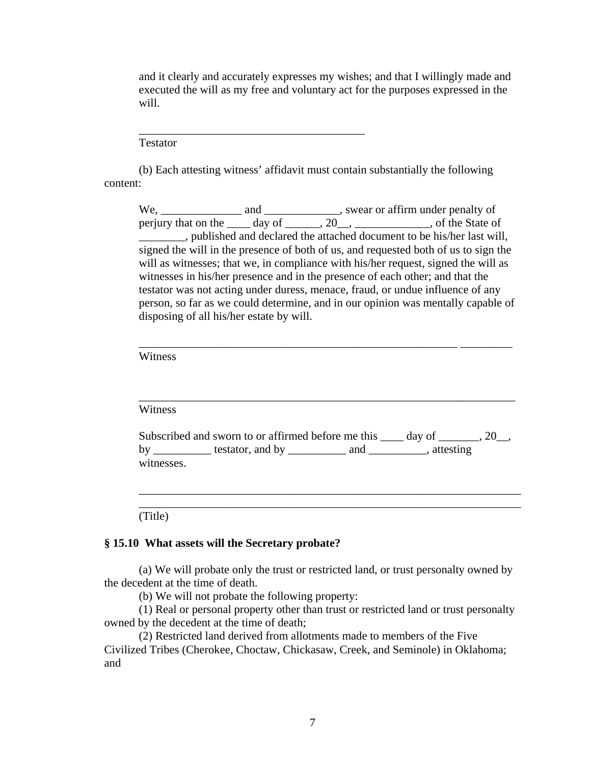and it clearly and accurately expresses my wishes; and that I willingly made and executed the will as my free and voluntary act for the purposes expressed in the will.

________________________________________
Testator

(b) Each attesting witness' affidavit must contain substantially the following content:

We, ______________ and _____________, swear or affirm under penalty of perjury that on the ____ day of ______, 20__, _____________, of the State of ________, published and declared the attached document to be his/her last will, signed the will in the presence of both of us, and requested both of us to sign the will as witnesses; that we, in compliance with his/her request, signed the will as witnesses in his/her presence and in the presence of each other; and that the testator was not acting under duress, menace, fraud, or undue influence of any person, so far as we could determine, and in our opinion was mentally capable of disposing of all his/her estate by will.

_________________________________________________________ _________
Witness

__________________________________________________________________
Witness

Subscribed and sworn to or affirmed before me this ____ day of _______, 20__, by __________ testator, and by __________ and __________, attesting witnesses.

____________________________________________________________________
____________________________________________________________________
(Title)

### § 15.10 What assets will the Secretary probate?

(a) We will probate only the trust or restricted land, or trust personalty owned by the decedent at the time of death.

(b) We will not probate the following property:

(1) Real or personal property other than trust or restricted land or trust personalty owned by the decedent at the time of death;

(2) Restricted land derived from allotments made to members of the Five Civilized Tribes (Cherokee, Choctaw, Chickasaw, Creek, and Seminole) in Oklahoma; and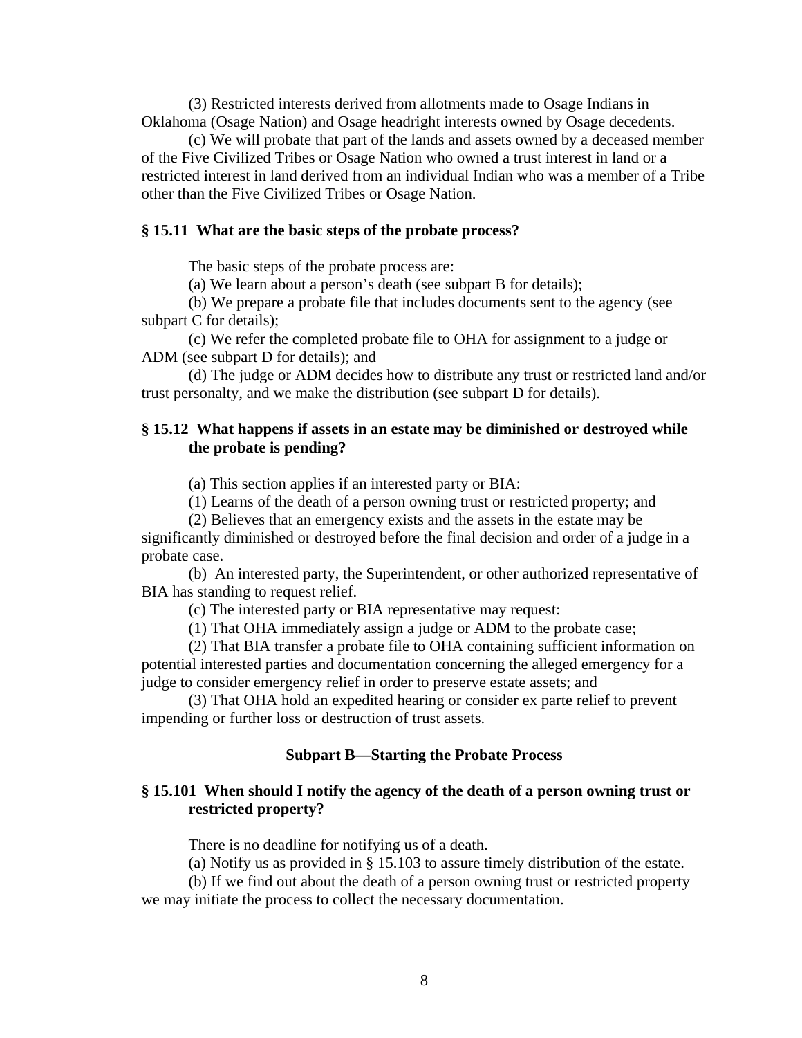(3) Restricted interests derived from allotments made to Osage Indians in Oklahoma (Osage Nation) and Osage headright interests owned by Osage decedents.

(c) We will probate that part of the lands and assets owned by a deceased member of the Five Civilized Tribes or Osage Nation who owned a trust interest in land or a restricted interest in land derived from an individual Indian who was a member of a Tribe other than the Five Civilized Tribes or Osage Nation.

### § 15.11 What are the basic steps of the probate process?

The basic steps of the probate process are:

(a) We learn about a person's death (see subpart B for details);

(b) We prepare a probate file that includes documents sent to the agency (see subpart C for details);

(c) We refer the completed probate file to OHA for assignment to a judge or ADM (see subpart D for details); and

(d) The judge or ADM decides how to distribute any trust or restricted land and/or trust personalty, and we make the distribution (see subpart D for details).

### § 15.12 What happens if assets in an estate may be diminished or destroyed while the probate is pending?

(a) This section applies if an interested party or BIA:

(1) Learns of the death of a person owning trust or restricted property; and

(2) Believes that an emergency exists and the assets in the estate may be significantly diminished or destroyed before the final decision and order of a judge in a probate case.

(b) An interested party, the Superintendent, or other authorized representative of BIA has standing to request relief.

(c) The interested party or BIA representative may request:

(1) That OHA immediately assign a judge or ADM to the probate case;

(2) That BIA transfer a probate file to OHA containing sufficient information on potential interested parties and documentation concerning the alleged emergency for a judge to consider emergency relief in order to preserve estate assets; and

(3) That OHA hold an expedited hearing or consider ex parte relief to prevent impending or further loss or destruction of trust assets.

## Subpart B—Starting the Probate Process

### § 15.101 When should I notify the agency of the death of a person owning trust or restricted property?

There is no deadline for notifying us of a death.

(a) Notify us as provided in § 15.103 to assure timely distribution of the estate.

(b) If we find out about the death of a person owning trust or restricted property we may initiate the process to collect the necessary documentation.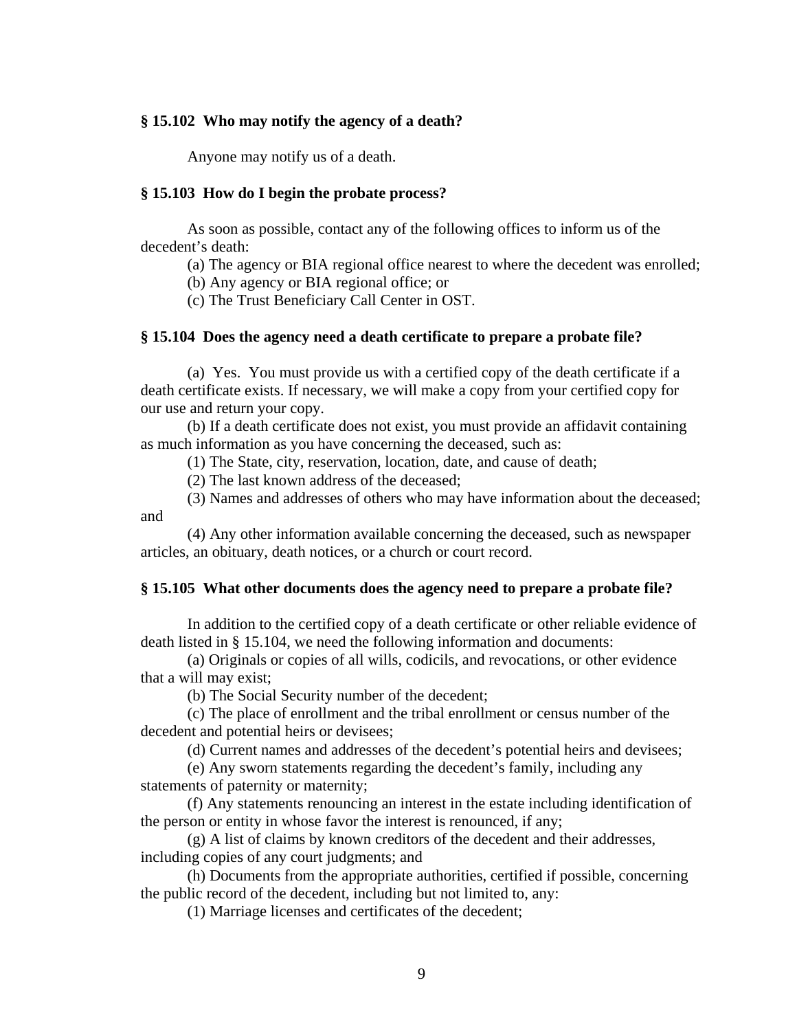**§ 15.102 Who may notify the agency of a death?**

Anyone may notify us of a death.

**§ 15.103 How do I begin the probate process?**

As soon as possible, contact any of the following offices to inform us of the decedent's death:

(a) The agency or BIA regional office nearest to where the decedent was enrolled;

(b) Any agency or BIA regional office; or

(c) The Trust Beneficiary Call Center in OST.

**§ 15.104 Does the agency need a death certificate to prepare a probate file?**

(a) Yes. You must provide us with a certified copy of the death certificate if a death certificate exists. If necessary, we will make a copy from your certified copy for our use and return your copy.

(b) If a death certificate does not exist, you must provide an affidavit containing as much information as you have concerning the deceased, such as:

(1) The State, city, reservation, location, date, and cause of death;

(2) The last known address of the deceased;

(3) Names and addresses of others who may have information about the deceased; and

(4) Any other information available concerning the deceased, such as newspaper articles, an obituary, death notices, or a church or court record.

**§ 15.105 What other documents does the agency need to prepare a probate file?**

In addition to the certified copy of a death certificate or other reliable evidence of death listed in § 15.104, we need the following information and documents:

(a) Originals or copies of all wills, codicils, and revocations, or other evidence that a will may exist;

(b) The Social Security number of the decedent;

(c) The place of enrollment and the tribal enrollment or census number of the decedent and potential heirs or devisees;

(d) Current names and addresses of the decedent's potential heirs and devisees;

(e) Any sworn statements regarding the decedent's family, including any statements of paternity or maternity;

(f) Any statements renouncing an interest in the estate including identification of the person or entity in whose favor the interest is renounced, if any;

(g) A list of claims by known creditors of the decedent and their addresses, including copies of any court judgments; and

(h) Documents from the appropriate authorities, certified if possible, concerning the public record of the decedent, including but not limited to, any:

(1) Marriage licenses and certificates of the decedent;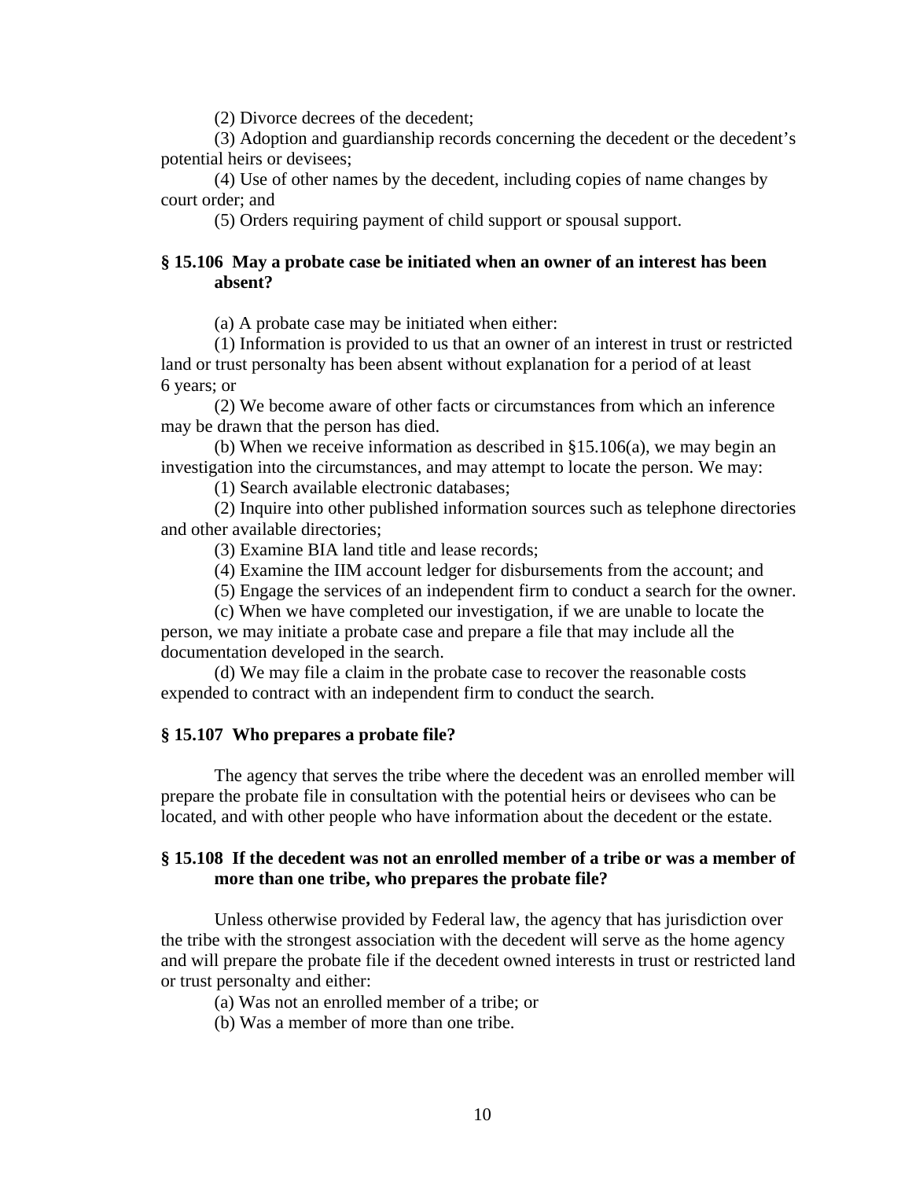(2) Divorce decrees of the decedent;

(3) Adoption and guardianship records concerning the decedent or the decedent's potential heirs or devisees;

(4) Use of other names by the decedent, including copies of name changes by court order; and

(5) Orders requiring payment of child support or spousal support.

### § 15.106 May a probate case be initiated when an owner of an interest has been absent?

(a) A probate case may be initiated when either:

(1) Information is provided to us that an owner of an interest in trust or restricted land or trust personalty has been absent without explanation for a period of at least 6 years; or

(2) We become aware of other facts or circumstances from which an inference may be drawn that the person has died.

(b) When we receive information as described in §15.106(a), we may begin an investigation into the circumstances, and may attempt to locate the person. We may:

(1) Search available electronic databases;

(2) Inquire into other published information sources such as telephone directories and other available directories;

(3) Examine BIA land title and lease records;

(4) Examine the IIM account ledger for disbursements from the account; and

(5) Engage the services of an independent firm to conduct a search for the owner.

(c) When we have completed our investigation, if we are unable to locate the person, we may initiate a probate case and prepare a file that may include all the documentation developed in the search.

(d) We may file a claim in the probate case to recover the reasonable costs expended to contract with an independent firm to conduct the search.

### § 15.107 Who prepares a probate file?

The agency that serves the tribe where the decedent was an enrolled member will prepare the probate file in consultation with the potential heirs or devisees who can be located, and with other people who have information about the decedent or the estate.

### § 15.108 If the decedent was not an enrolled member of a tribe or was a member of more than one tribe, who prepares the probate file?

Unless otherwise provided by Federal law, the agency that has jurisdiction over the tribe with the strongest association with the decedent will serve as the home agency and will prepare the probate file if the decedent owned interests in trust or restricted land or trust personalty and either:

(a) Was not an enrolled member of a tribe; or

(b) Was a member of more than one tribe.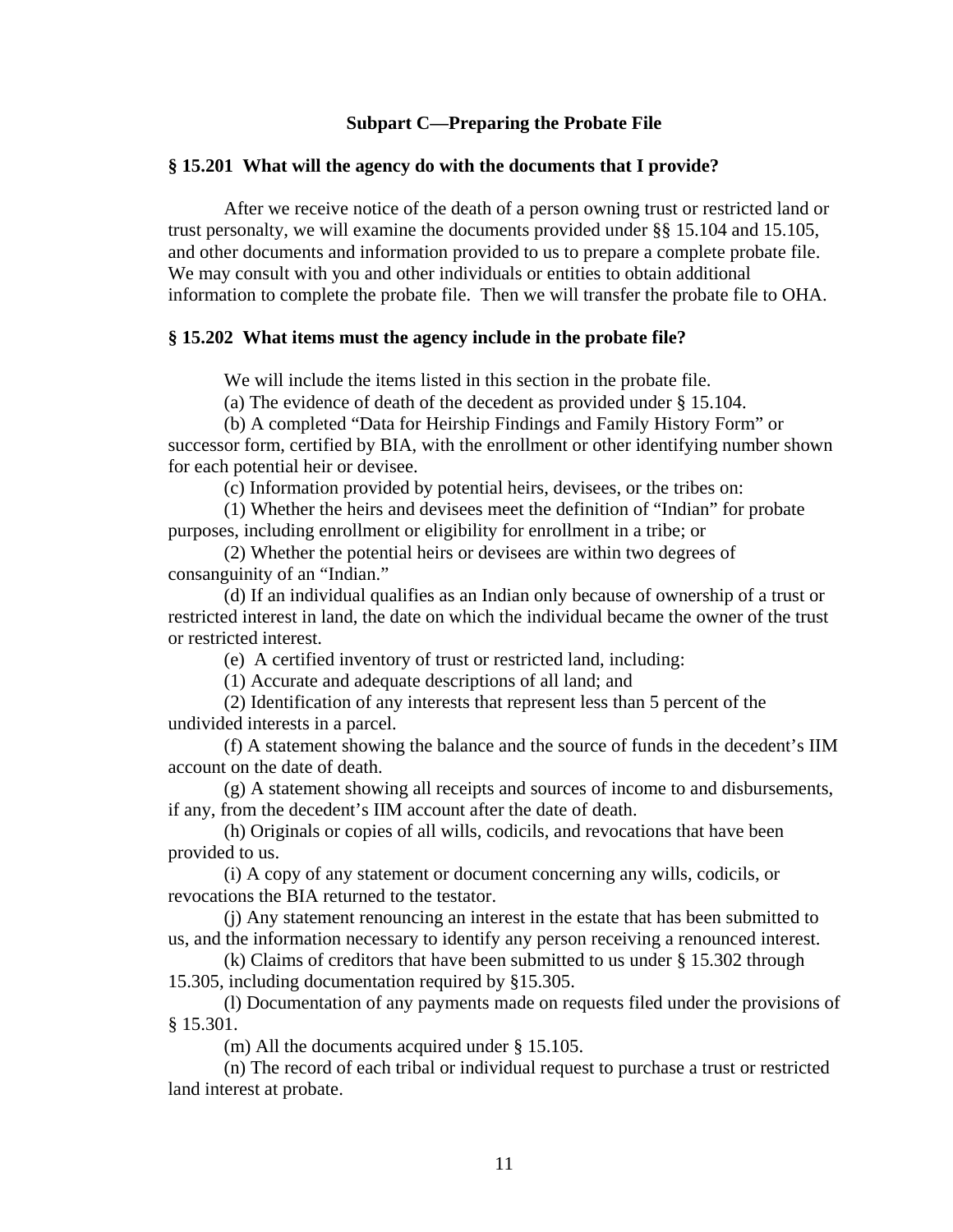## Subpart C—Preparing the Probate File

### § 15.201 What will the agency do with the documents that I provide?

After we receive notice of the death of a person owning trust or restricted land or trust personalty, we will examine the documents provided under §§ 15.104 and 15.105, and other documents and information provided to us to prepare a complete probate file. We may consult with you and other individuals or entities to obtain additional information to complete the probate file. Then we will transfer the probate file to OHA.

### § 15.202 What items must the agency include in the probate file?

We will include the items listed in this section in the probate file.

(a) The evidence of death of the decedent as provided under § 15.104.

(b) A completed "Data for Heirship Findings and Family History Form" or successor form, certified by BIA, with the enrollment or other identifying number shown for each potential heir or devisee.

(c) Information provided by potential heirs, devisees, or the tribes on:

(1) Whether the heirs and devisees meet the definition of "Indian" for probate purposes, including enrollment or eligibility for enrollment in a tribe; or

(2) Whether the potential heirs or devisees are within two degrees of consanguinity of an "Indian."

(d) If an individual qualifies as an Indian only because of ownership of a trust or restricted interest in land, the date on which the individual became the owner of the trust or restricted interest.

(e) A certified inventory of trust or restricted land, including:

(1) Accurate and adequate descriptions of all land; and

(2) Identification of any interests that represent less than 5 percent of the undivided interests in a parcel.

(f) A statement showing the balance and the source of funds in the decedent's IIM account on the date of death.

(g) A statement showing all receipts and sources of income to and disbursements, if any, from the decedent's IIM account after the date of death.

(h) Originals or copies of all wills, codicils, and revocations that have been provided to us.

(i) A copy of any statement or document concerning any wills, codicils, or revocations the BIA returned to the testator.

(j) Any statement renouncing an interest in the estate that has been submitted to us, and the information necessary to identify any person receiving a renounced interest.

(k) Claims of creditors that have been submitted to us under § 15.302 through 15.305, including documentation required by §15.305.

(l) Documentation of any payments made on requests filed under the provisions of § 15.301.

(m) All the documents acquired under § 15.105.

(n) The record of each tribal or individual request to purchase a trust or restricted land interest at probate.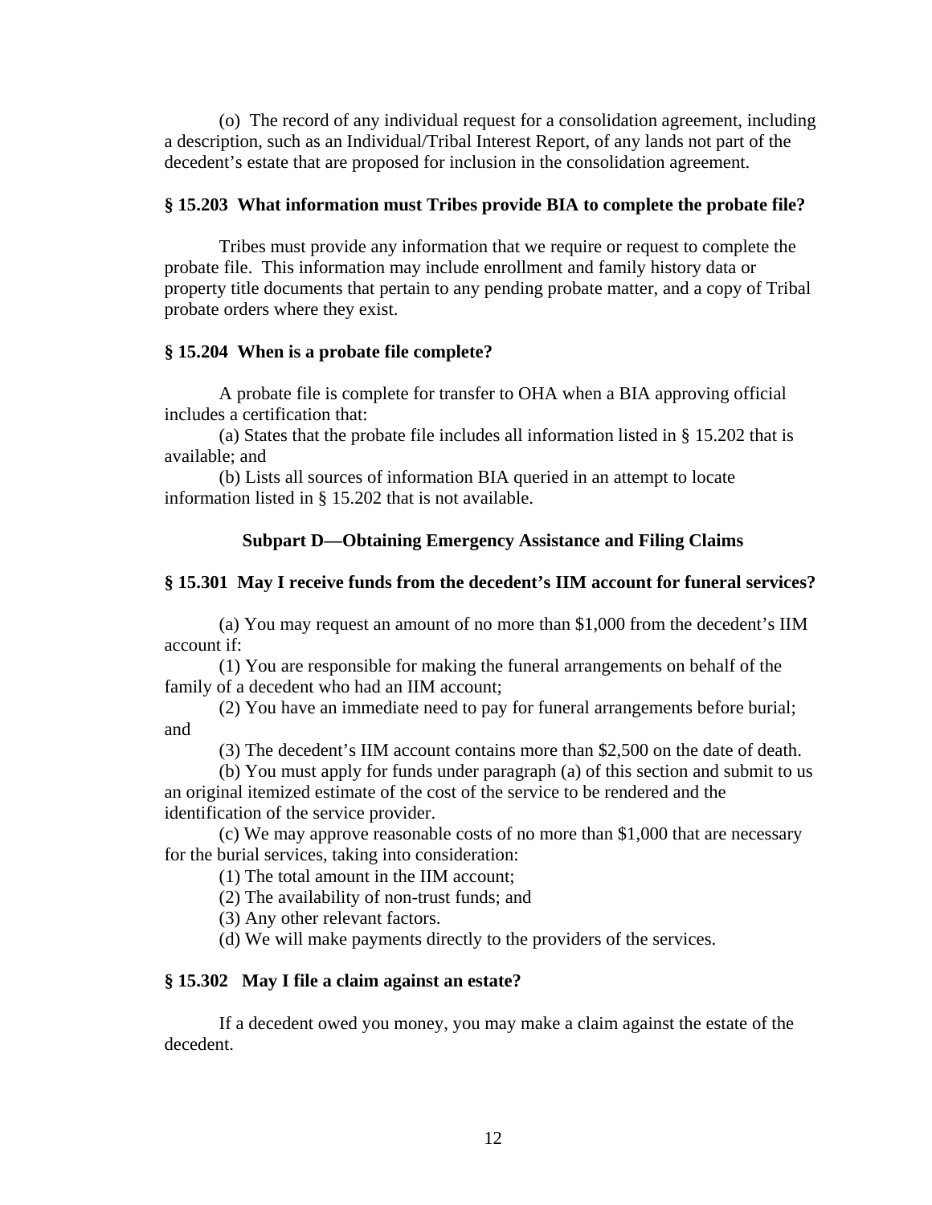(o) The record of any individual request for a consolidation agreement, including a description, such as an Individual/Tribal Interest Report, of any lands not part of the decedent's estate that are proposed for inclusion in the consolidation agreement.

### § 15.203 What information must Tribes provide BIA to complete the probate file?

Tribes must provide any information that we require or request to complete the probate file. This information may include enrollment and family history data or property title documents that pertain to any pending probate matter, and a copy of Tribal probate orders where they exist.

### § 15.204 When is a probate file complete?

A probate file is complete for transfer to OHA when a BIA approving official includes a certification that:

(a) States that the probate file includes all information listed in § 15.202 that is available; and

(b) Lists all sources of information BIA queried in an attempt to locate information listed in § 15.202 that is not available.

## Subpart D—Obtaining Emergency Assistance and Filing Claims

### § 15.301 May I receive funds from the decedent's IIM account for funeral services?

(a) You may request an amount of no more than $1,000 from the decedent's IIM account if:

(1) You are responsible for making the funeral arrangements on behalf of the family of a decedent who had an IIM account;

(2) You have an immediate need to pay for funeral arrangements before burial; and

(3) The decedent's IIM account contains more than $2,500 on the date of death.

(b) You must apply for funds under paragraph (a) of this section and submit to us an original itemized estimate of the cost of the service to be rendered and the identification of the service provider.

(c) We may approve reasonable costs of no more than $1,000 that are necessary for the burial services, taking into consideration:

(1) The total amount in the IIM account;

(2) The availability of non-trust funds; and

(3) Any other relevant factors.

(d) We will make payments directly to the providers of the services.

### § 15.302 May I file a claim against an estate?

If a decedent owed you money, you may make a claim against the estate of the decedent.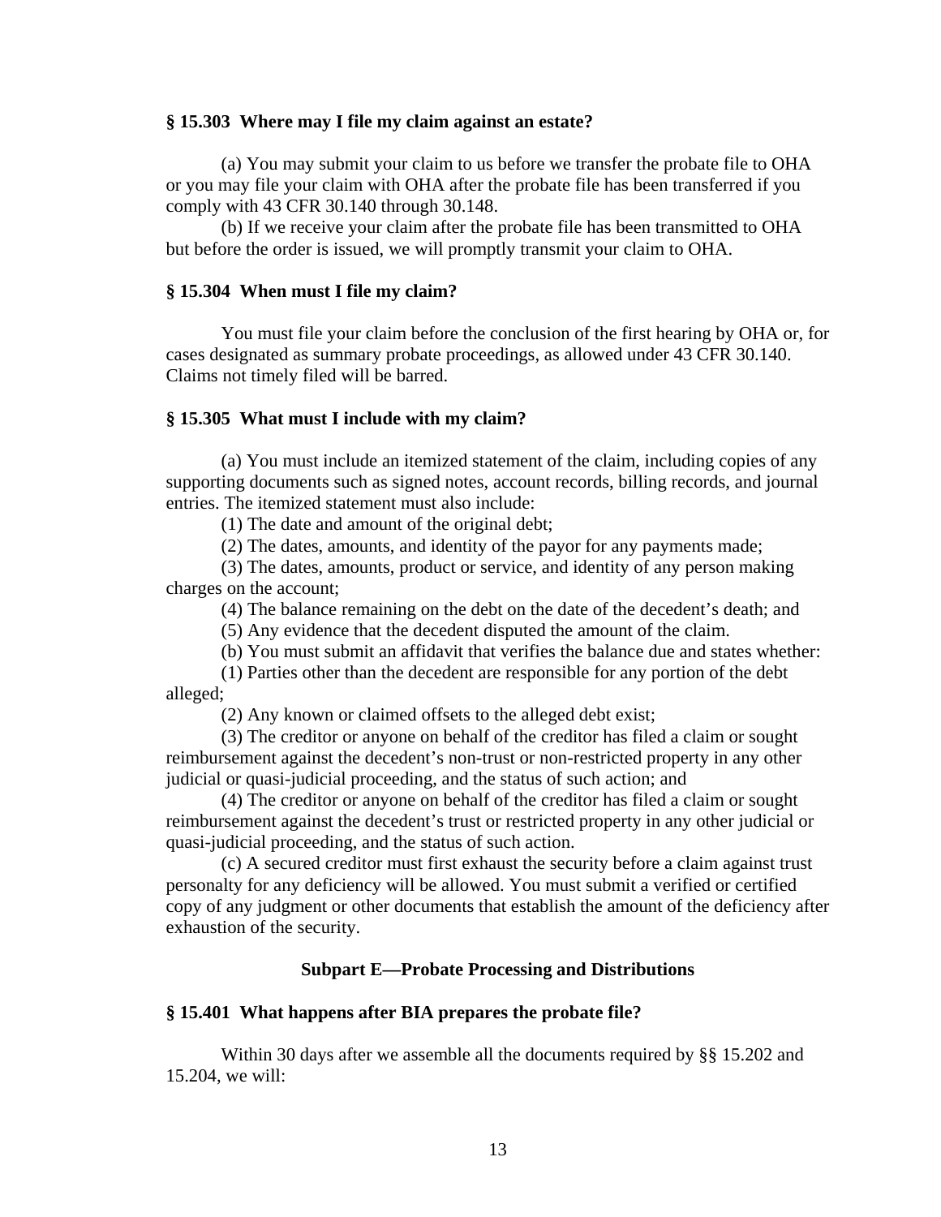### § 15.303 Where may I file my claim against an estate?

(a) You may submit your claim to us before we transfer the probate file to OHA or you may file your claim with OHA after the probate file has been transferred if you comply with 43 CFR 30.140 through 30.148.

(b) If we receive your claim after the probate file has been transmitted to OHA but before the order is issued, we will promptly transmit your claim to OHA.

### § 15.304 When must I file my claim?

You must file your claim before the conclusion of the first hearing by OHA or, for cases designated as summary probate proceedings, as allowed under 43 CFR 30.140. Claims not timely filed will be barred.

### § 15.305 What must I include with my claim?

(a) You must include an itemized statement of the claim, including copies of any supporting documents such as signed notes, account records, billing records, and journal entries. The itemized statement must also include:

(1) The date and amount of the original debt;

(2) The dates, amounts, and identity of the payor for any payments made;

(3) The dates, amounts, product or service, and identity of any person making charges on the account;

(4) The balance remaining on the debt on the date of the decedent's death; and

(5) Any evidence that the decedent disputed the amount of the claim.

(b) You must submit an affidavit that verifies the balance due and states whether:

(1) Parties other than the decedent are responsible for any portion of the debt alleged;

(2) Any known or claimed offsets to the alleged debt exist;

(3) The creditor or anyone on behalf of the creditor has filed a claim or sought reimbursement against the decedent's non-trust or non-restricted property in any other judicial or quasi-judicial proceeding, and the status of such action; and

(4) The creditor or anyone on behalf of the creditor has filed a claim or sought reimbursement against the decedent's trust or restricted property in any other judicial or quasi-judicial proceeding, and the status of such action.

(c) A secured creditor must first exhaust the security before a claim against trust personalty for any deficiency will be allowed. You must submit a verified or certified copy of any judgment or other documents that establish the amount of the deficiency after exhaustion of the security.

## Subpart E—Probate Processing and Distributions

### § 15.401 What happens after BIA prepares the probate file?

Within 30 days after we assemble all the documents required by §§ 15.202 and 15.204, we will: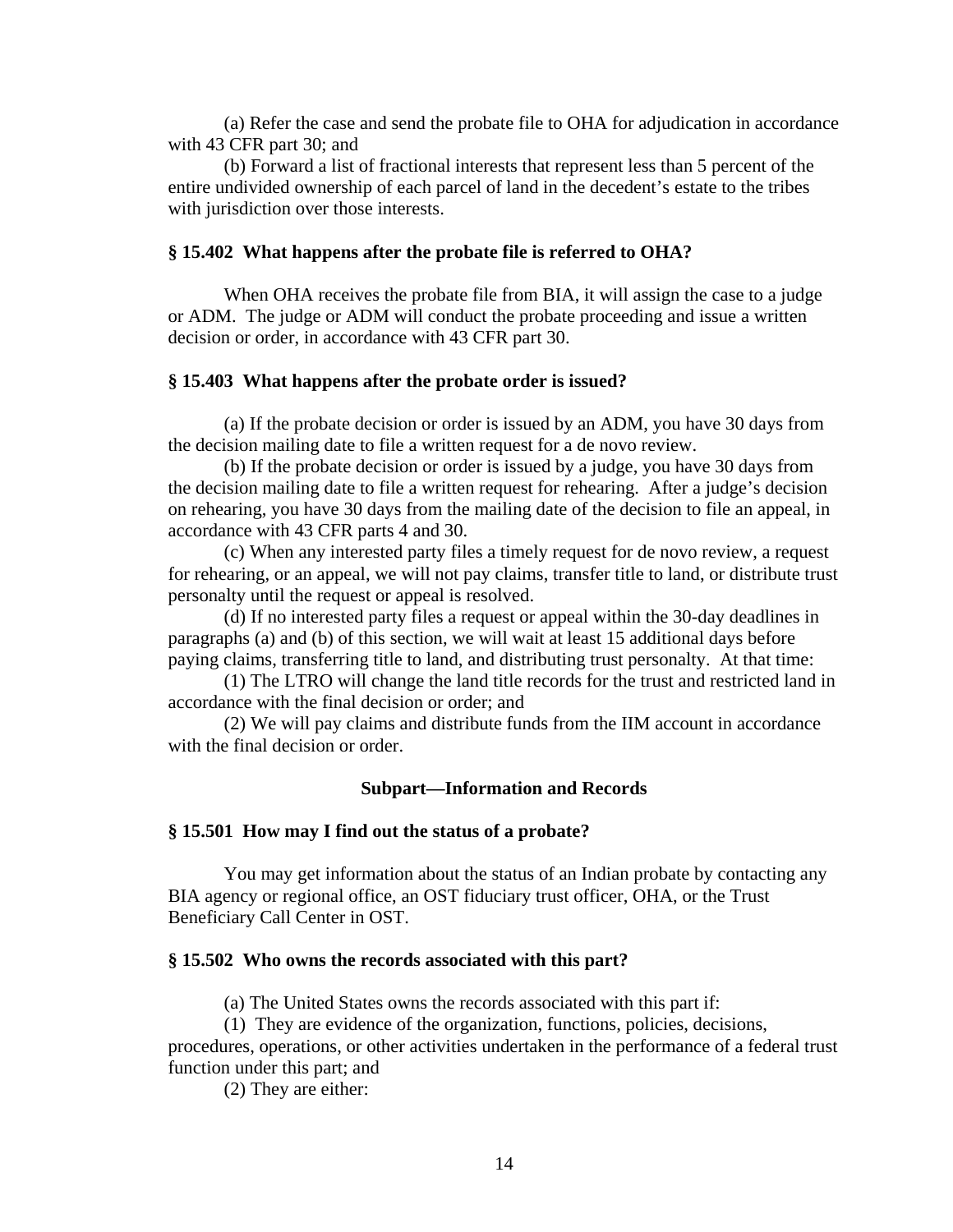(a) Refer the case and send the probate file to OHA for adjudication in accordance with 43 CFR part 30; and

(b) Forward a list of fractional interests that represent less than 5 percent of the entire undivided ownership of each parcel of land in the decedent's estate to the tribes with jurisdiction over those interests.

### § 15.402 What happens after the probate file is referred to OHA?

When OHA receives the probate file from BIA, it will assign the case to a judge or ADM. The judge or ADM will conduct the probate proceeding and issue a written decision or order, in accordance with 43 CFR part 30.

### § 15.403 What happens after the probate order is issued?

(a) If the probate decision or order is issued by an ADM, you have 30 days from the decision mailing date to file a written request for a de novo review.

(b) If the probate decision or order is issued by a judge, you have 30 days from the decision mailing date to file a written request for rehearing. After a judge's decision on rehearing, you have 30 days from the mailing date of the decision to file an appeal, in accordance with 43 CFR parts 4 and 30.

(c) When any interested party files a timely request for de novo review, a request for rehearing, or an appeal, we will not pay claims, transfer title to land, or distribute trust personalty until the request or appeal is resolved.

(d) If no interested party files a request or appeal within the 30-day deadlines in paragraphs (a) and (b) of this section, we will wait at least 15 additional days before paying claims, transferring title to land, and distributing trust personalty. At that time:

(1) The LTRO will change the land title records for the trust and restricted land in accordance with the final decision or order; and

(2) We will pay claims and distribute funds from the IIM account in accordance with the final decision or order.

## Subpart—Information and Records

### § 15.501 How may I find out the status of a probate?

You may get information about the status of an Indian probate by contacting any BIA agency or regional office, an OST fiduciary trust officer, OHA, or the Trust Beneficiary Call Center in OST.

### § 15.502 Who owns the records associated with this part?

(a) The United States owns the records associated with this part if:

(1) They are evidence of the organization, functions, policies, decisions, procedures, operations, or other activities undertaken in the performance of a federal trust function under this part; and

(2) They are either: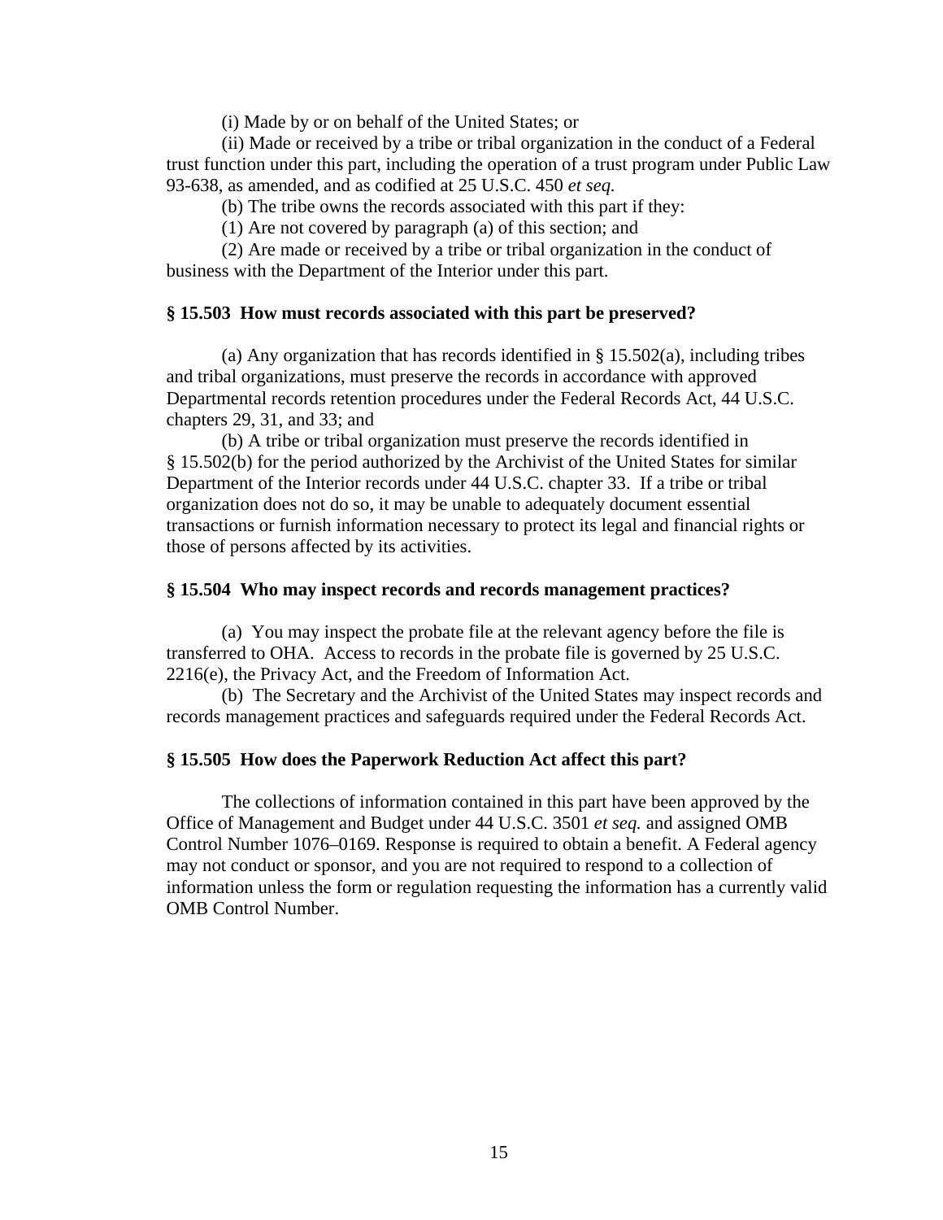(i) Made by or on behalf of the United States; or

(ii) Made or received by a tribe or tribal organization in the conduct of a Federal trust function under this part, including the operation of a trust program under Public Law 93-638, as amended, and as codified at 25 U.S.C. 450 *et seq.*

(b) The tribe owns the records associated with this part if they:

(1) Are not covered by paragraph (a) of this section; and

(2) Are made or received by a tribe or tribal organization in the conduct of business with the Department of the Interior under this part.

**§ 15.503 How must records associated with this part be preserved?**

(a) Any organization that has records identified in § 15.502(a), including tribes and tribal organizations, must preserve the records in accordance with approved Departmental records retention procedures under the Federal Records Act, 44 U.S.C. chapters 29, 31, and 33; and

(b) A tribe or tribal organization must preserve the records identified in § 15.502(b) for the period authorized by the Archivist of the United States for similar Department of the Interior records under 44 U.S.C. chapter 33. If a tribe or tribal organization does not do so, it may be unable to adequately document essential transactions or furnish information necessary to protect its legal and financial rights or those of persons affected by its activities.

**§ 15.504 Who may inspect records and records management practices?**

(a) You may inspect the probate file at the relevant agency before the file is transferred to OHA. Access to records in the probate file is governed by 25 U.S.C. 2216(e), the Privacy Act, and the Freedom of Information Act.

(b) The Secretary and the Archivist of the United States may inspect records and records management practices and safeguards required under the Federal Records Act.

**§ 15.505 How does the Paperwork Reduction Act affect this part?**

The collections of information contained in this part have been approved by the Office of Management and Budget under 44 U.S.C. 3501 *et seq.* and assigned OMB Control Number 1076–0169. Response is required to obtain a benefit. A Federal agency may not conduct or sponsor, and you are not required to respond to a collection of information unless the form or regulation requesting the information has a currently valid OMB Control Number.